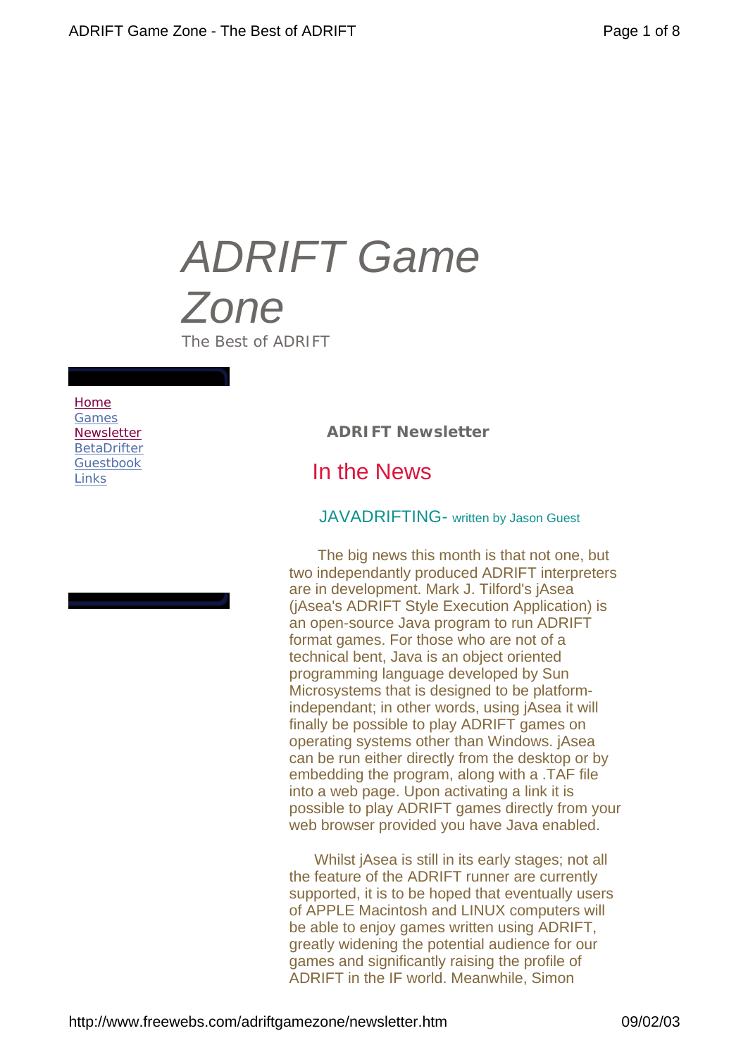# ADRIFT Game Zone

The Best of ADRIFT

- Home
- Games
- Newsletter
- BetaDrifter
- Guestbook
- Links

**ADRIFT Newsletter**

## In the News

### JAVADRIFTING- written by Jason Guest

The big news this month is that not one, but two independantly produced ADRIFT interpreters are in development. Mark J. Tilford's jAsea (jAsea's ADRIFT Style Execution Application) is an open-source Java program to run ADRIFT format games. For those who are not of a technical bent, Java is an object oriented programming language developed by Sun Microsystems that is designed to be platform-independant; in other words, using jAsea it will finally be possible to play ADRIFT games on operating systems other than Windows. jAsea can be run either directly from the desktop or by embedding the program, along with a .TAF file into a web page. Upon activating a link it is possible to play ADRIFT games directly from your web browser provided you have Java enabled.

Whilst jAsea is still in its early stages; not all the feature of the ADRIFT runner are currently supported, it is to be hoped that eventually users of APPLE Macintosh and LINUX computers will be able to enjoy games written using ADRIFT, greatly widening the potential audience for our games and significantly raising the profile of ADRIFT in the IF world. Meanwhile, Simon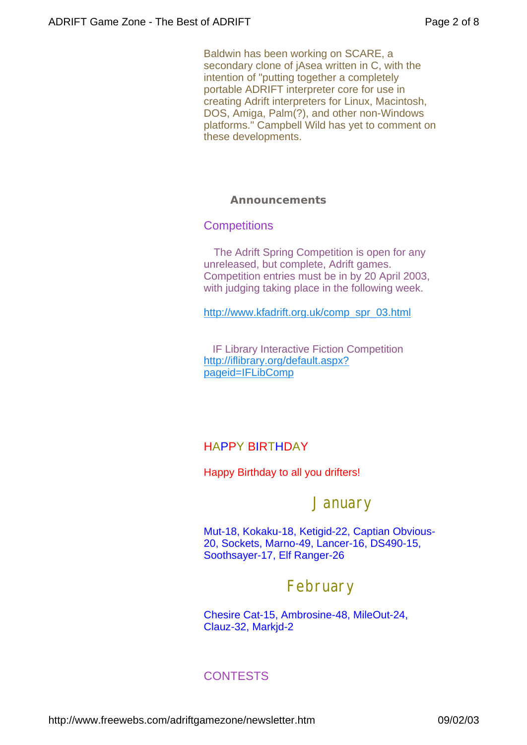Baldwin has been working on SCARE, a secondary clone of jAsea written in C, with the intention of "putting together a completely portable ADRIFT interpreter core for use in creating Adrift interpreters for Linux, Macintosh, DOS, Amiga, Palm(?), and other non-Windows platforms." Campbell Wild has yet to comment on these developments.

## Announcements

### Competitions

The Adrift Spring Competition is open for any unreleased, but complete, Adrift games. Competition entries must be in by 20 April 2003, with judging taking place in the following week.

http://www.kfadrift.org.uk/comp_spr_03.html

IF Library Interactive Fiction Competition
http://iflibrary.org/default.aspx?pageid=IFLibComp

### HAPPY BIRTHDAY

Happy Birthday to all you drifters!

#### January

Mut-18, Kokaku-18, Ketigid-22, Captian Obvious-20, Sockets, Marno-49, Lancer-16, DS490-15, Soothsayer-17, Elf Ranger-26

#### February

Chesire Cat-15, Ambrosine-48, MileOut-24, Clauz-32, Markjd-2

### CONTESTS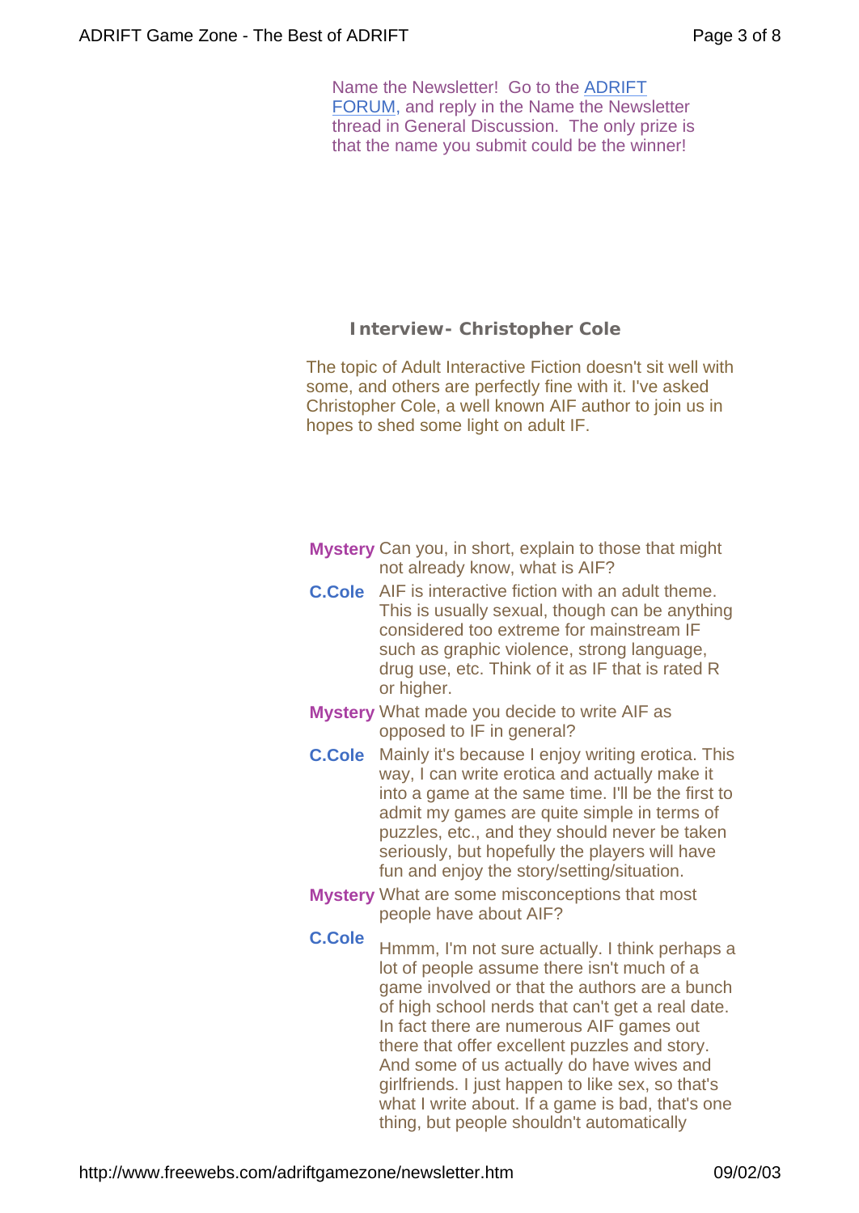Name the Newsletter! Go to the ADRIFT FORUM, and reply in the Name the Newsletter thread in General Discussion. The only prize is that the name you submit could be the winner!

## Interview- Christopher Cole

The topic of Adult Interactive Fiction doesn't sit well with some, and others are perfectly fine with it. I've asked Christopher Cole, a well known AIF author to join us in hopes to shed some light on adult IF.

**Mystery** Can you, in short, explain to those that might not already know, what is AIF?

**C.Cole** AIF is interactive fiction with an adult theme. This is usually sexual, though can be anything considered too extreme for mainstream IF such as graphic violence, strong language, drug use, etc. Think of it as IF that is rated R or higher.

**Mystery** What made you decide to write AIF as opposed to IF in general?

**C.Cole** Mainly it's because I enjoy writing erotica. This way, I can write erotica and actually make it into a game at the same time. I'll be the first to admit my games are quite simple in terms of puzzles, etc., and they should never be taken seriously, but hopefully the players will have fun and enjoy the story/setting/situation.

**Mystery** What are some misconceptions that most people have about AIF?

**C.Cole** Hmmm, I'm not sure actually. I think perhaps a lot of people assume there isn't much of a game involved or that the authors are a bunch of high school nerds that can't get a real date. In fact there are numerous AIF games out there that offer excellent puzzles and story. And some of us actually do have wives and girlfriends. I just happen to like sex, so that's what I write about. If a game is bad, that's one thing, but people shouldn't automatically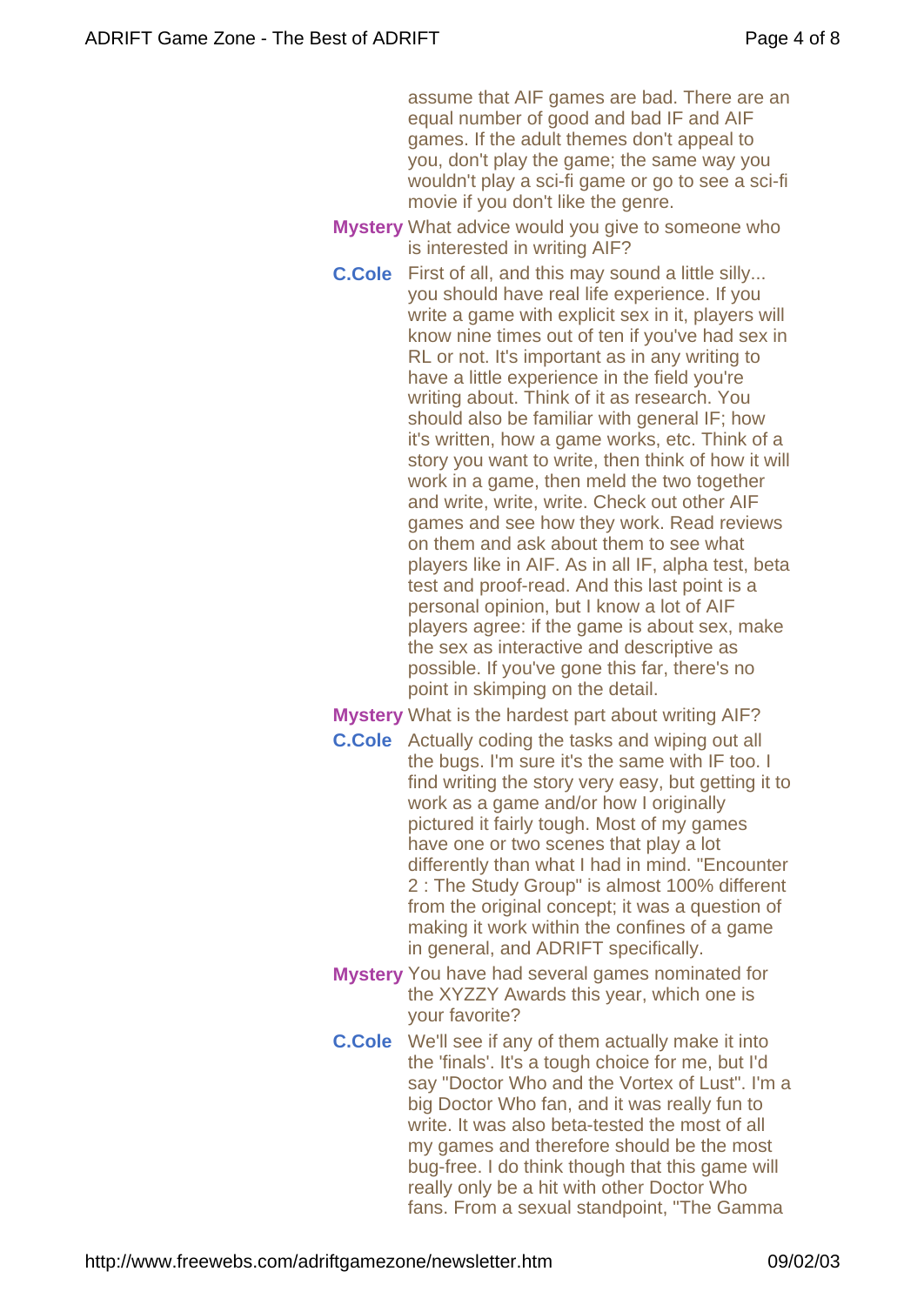assume that AIF games are bad. There are an equal number of good and bad IF and AIF games. If the adult themes don't appeal to you, don't play the game; the same way you wouldn't play a sci-fi game or go to see a sci-fi movie if you don't like the genre.

**Mystery** What advice would you give to someone who is interested in writing AIF?

**C.Cole** First of all, and this may sound a little silly... you should have real life experience. If you write a game with explicit sex in it, players will know nine times out of ten if you've had sex in RL or not. It's important as in any writing to have a little experience in the field you're writing about. Think of it as research. You should also be familiar with general IF; how it's written, how a game works, etc. Think of a story you want to write, then think of how it will work in a game, then meld the two together and write, write, write. Check out other AIF games and see how they work. Read reviews on them and ask about them to see what players like in AIF. As in all IF, alpha test, beta test and proof-read. And this last point is a personal opinion, but I know a lot of AIF players agree: if the game is about sex, make the sex as interactive and descriptive as possible. If you've gone this far, there's no point in skimping on the detail.

**Mystery** What is the hardest part about writing AIF?

**C.Cole** Actually coding the tasks and wiping out all the bugs. I'm sure it's the same with IF too. I find writing the story very easy, but getting it to work as a game and/or how I originally pictured it fairly tough. Most of my games have one or two scenes that play a lot differently than what I had in mind. "Encounter 2 : The Study Group" is almost 100% different from the original concept; it was a question of making it work within the confines of a game in general, and ADRIFT specifically.

**Mystery** You have had several games nominated for the XYZZY Awards this year, which one is your favorite?

**C.Cole** We'll see if any of them actually make it into the 'finals'. It's a tough choice for me, but I'd say "Doctor Who and the Vortex of Lust". I'm a big Doctor Who fan, and it was really fun to write. It was also beta-tested the most of all my games and therefore should be the most bug-free. I do think though that this game will really only be a hit with other Doctor Who fans. From a sexual standpoint, "The Gamma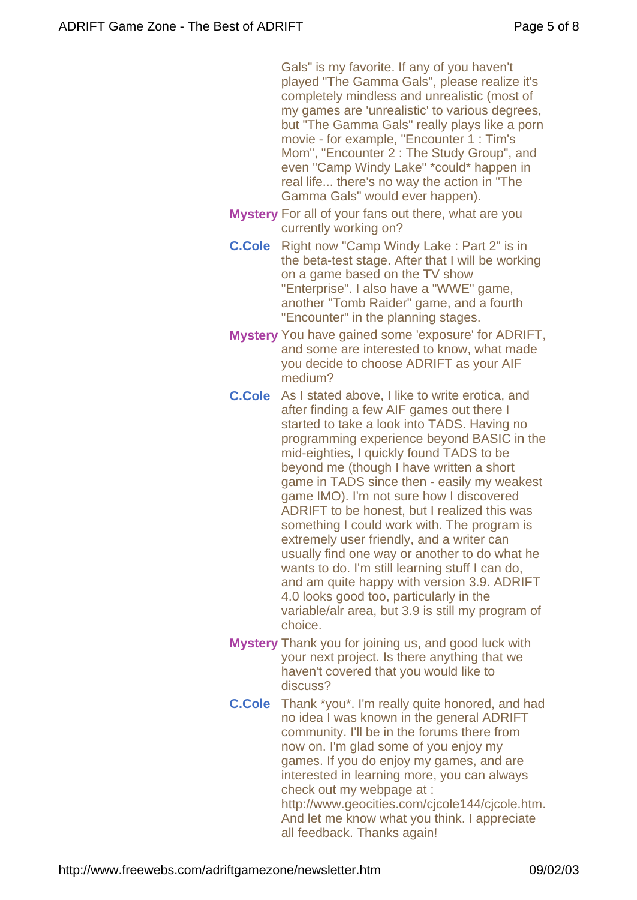Gals" is my favorite. If any of you haven't played "The Gamma Gals", please realize it's completely mindless and unrealistic (most of my games are 'unrealistic' to various degrees, but "The Gamma Gals" really plays like a porn movie - for example, "Encounter 1 : Tim's Mom", "Encounter 2 : The Study Group", and even "Camp Windy Lake" *could* happen in real life... there's no way the action in "The Gamma Gals" would ever happen).

**Mystery** For all of your fans out there, what are you currently working on?

**C.Cole** Right now "Camp Windy Lake : Part 2" is in the beta-test stage. After that I will be working on a game based on the TV show "Enterprise". I also have a "WWE" game, another "Tomb Raider" game, and a fourth "Encounter" in the planning stages.

**Mystery** You have gained some 'exposure' for ADRIFT, and some are interested to know, what made you decide to choose ADRIFT as your AIF medium?

**C.Cole** As I stated above, I like to write erotica, and after finding a few AIF games out there I started to take a look into TADS. Having no programming experience beyond BASIC in the mid-eighties, I quickly found TADS to be beyond me (though I have written a short game in TADS since then - easily my weakest game IMO). I'm not sure how I discovered ADRIFT to be honest, but I realized this was something I could work with. The program is extremely user friendly, and a writer can usually find one way or another to do what he wants to do. I'm still learning stuff I can do, and am quite happy with version 3.9. ADRIFT 4.0 looks good too, particularly in the variable/alr area, but 3.9 is still my program of choice.

**Mystery** Thank you for joining us, and good luck with your next project. Is there anything that we haven't covered that you would like to discuss?

**C.Cole** Thank *you*. I'm really quite honored, and had no idea I was known in the general ADRIFT community. I'll be in the forums there from now on. I'm glad some of you enjoy my games. If you do enjoy my games, and are interested in learning more, you can always check out my webpage at : http://www.geocities.com/cjcole144/cjcole.htm. And let me know what you think. I appreciate all feedback. Thanks again!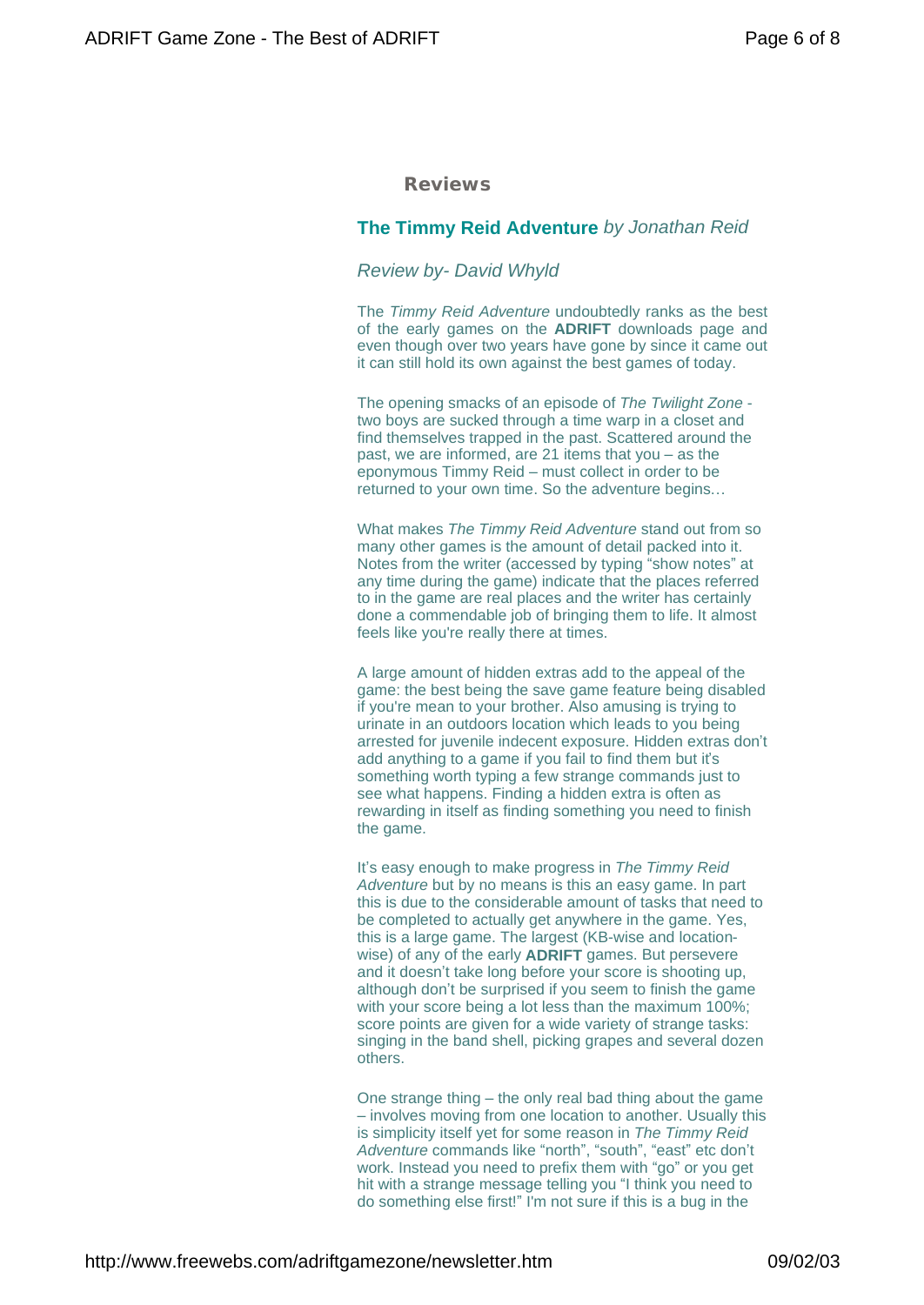## Reviews

### **The Timmy Reid Adventure** *by Jonathan Reid*

*Review by- David Whyld*

The *Timmy Reid Adventure* undoubtedly ranks as the best of the early games on the **ADRIFT** downloads page and even though over two years have gone by since it came out it can still hold its own against the best games of today.

The opening smacks of an episode of *The Twilight Zone* - two boys are sucked through a time warp in a closet and find themselves trapped in the past. Scattered around the past, we are informed, are 21 items that you – as the eponymous Timmy Reid – must collect in order to be returned to your own time. So the adventure begins…

What makes *The Timmy Reid Adventure* stand out from so many other games is the amount of detail packed into it. Notes from the writer (accessed by typing "show notes" at any time during the game) indicate that the places referred to in the game are real places and the writer has certainly done a commendable job of bringing them to life. It almost feels like you're really there at times.

A large amount of hidden extras add to the appeal of the game: the best being the save game feature being disabled if you're mean to your brother. Also amusing is trying to urinate in an outdoors location which leads to you being arrested for juvenile indecent exposure. Hidden extras don't add anything to a game if you fail to find them but it's something worth typing a few strange commands just to see what happens. Finding a hidden extra is often as rewarding in itself as finding something you need to finish the game.

It's easy enough to make progress in *The Timmy Reid Adventure* but by no means is this an easy game. In part this is due to the considerable amount of tasks that need to be completed to actually get anywhere in the game. Yes, this is a large game. The largest (KB-wise and location-wise) of any of the early **ADRIFT** games. But persevere and it doesn't take long before your score is shooting up, although don't be surprised if you seem to finish the game with your score being a lot less than the maximum 100%; score points are given for a wide variety of strange tasks: singing in the band shell, picking grapes and several dozen others.

One strange thing – the only real bad thing about the game – involves moving from one location to another. Usually this is simplicity itself yet for some reason in *The Timmy Reid Adventure* commands like "north", "south", "east" etc don't work. Instead you need to prefix them with "go" or you get hit with a strange message telling you "I think you need to do something else first!" I'm not sure if this is a bug in the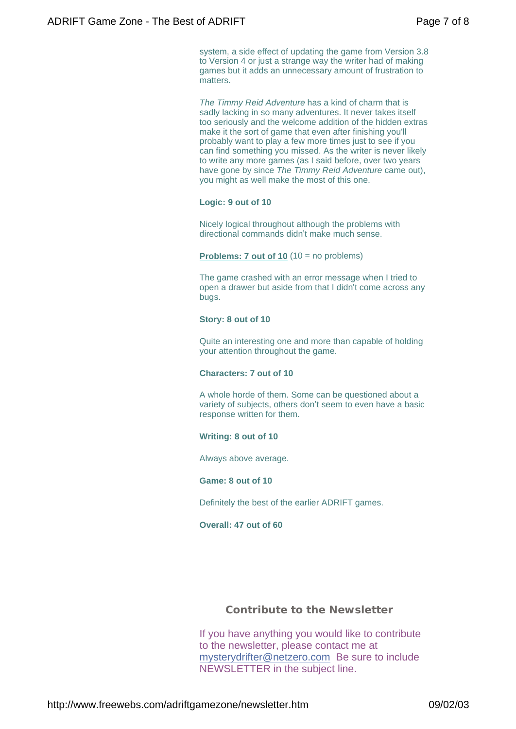system, a side effect of updating the game from Version 3.8 to Version 4 or just a strange way the writer had of making games but it adds an unnecessary amount of frustration to matters.

*The Timmy Reid Adventure* has a kind of charm that is sadly lacking in so many adventures. It never takes itself too seriously and the welcome addition of the hidden extras make it the sort of game that even after finishing you'll probably want to play a few more times just to see if you can find something you missed. As the writer is never likely to write any more games (as I said before, over two years have gone by since *The Timmy Reid Adventure* came out), you might as well make the most of this one.

**Logic: 9 out of 10**

Nicely logical throughout although the problems with directional commands didn't make much sense.

**Problems: 7 out of 10** (10 = no problems)

The game crashed with an error message when I tried to open a drawer but aside from that I didn't come across any bugs.

**Story: 8 out of 10**

Quite an interesting one and more than capable of holding your attention throughout the game.

**Characters: 7 out of 10**

A whole horde of them. Some can be questioned about a variety of subjects, others don't seem to even have a basic response written for them.

**Writing: 8 out of 10**

Always above average.

**Game: 8 out of 10**

Definitely the best of the earlier ADRIFT games.

**Overall: 47 out of 60**

## Contribute to the Newsletter

If you have anything you would like to contribute to the newsletter, please contact me at mysterydrifter@netzero.com Be sure to include NEWSLETTER in the subject line.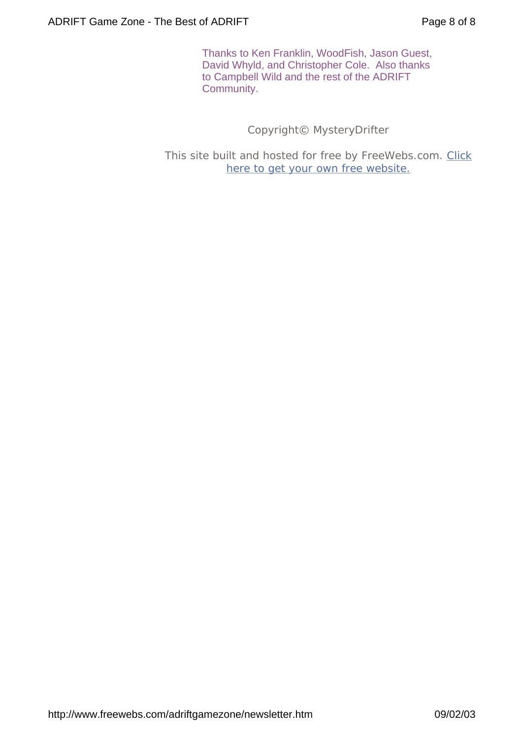Thanks to Ken Franklin, WoodFish, Jason Guest, David Whyld, and Christopher Cole. Also thanks to Campbell Wild and the rest of the ADRIFT Community.

Copyright© MysteryDrifter

This site built and hosted for free by FreeWebs.com. Click here to get your own free website.